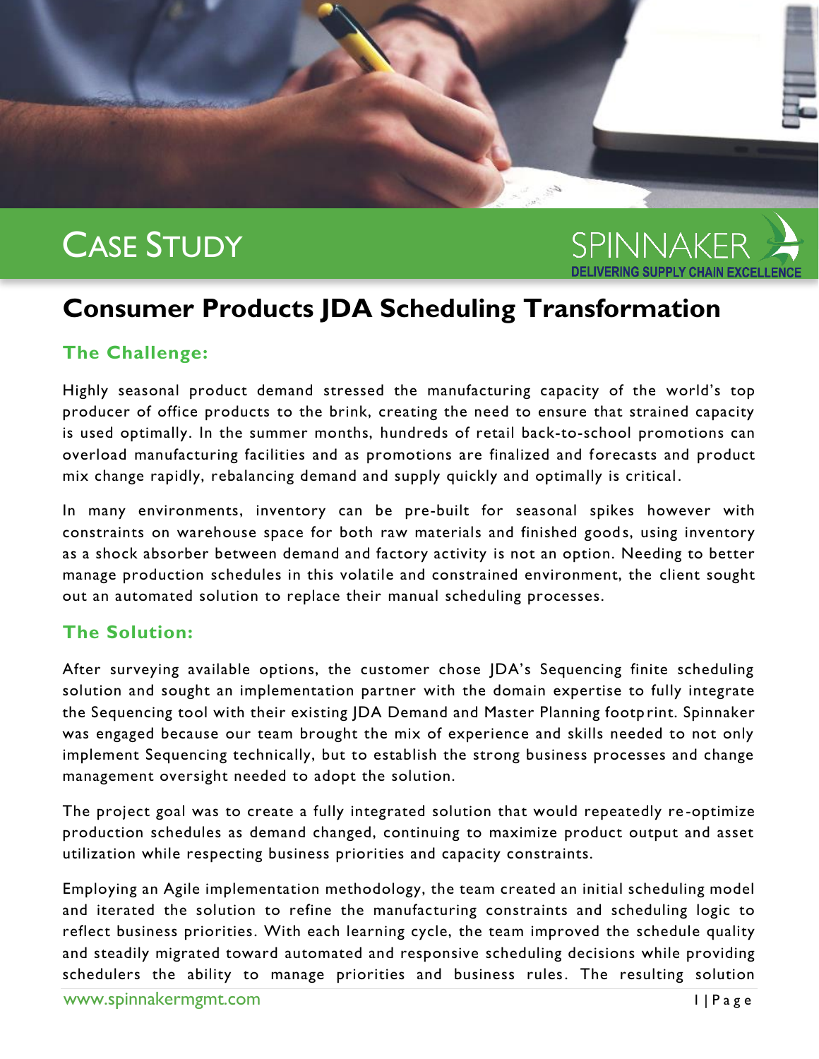# CASE STUDY

SPINNAKER
DELIVERING SUPPLY CHAIN EXCELLENCE

## Consumer Products JDA Scheduling Transformation

### The Challenge:

Highly seasonal product demand stressed the manufacturing capacity of the world's top producer of office products to the brink, creating the need to ensure that strained capacity is used optimally. In the summer months, hundreds of retail back-to-school promotions can overload manufacturing facilities and as promotions are finalized and forecasts and product mix change rapidly, rebalancing demand and supply quickly and optimally is critical.

In many environments, inventory can be pre-built for seasonal spikes however with constraints on warehouse space for both raw materials and finished goods, using inventory as a shock absorber between demand and factory activity is not an option. Needing to better manage production schedules in this volatile and constrained environment, the client sought out an automated solution to replace their manual scheduling processes.

### The Solution:

After surveying available options, the customer chose JDA's Sequencing finite scheduling solution and sought an implementation partner with the domain expertise to fully integrate the Sequencing tool with their existing JDA Demand and Master Planning footprint. Spinnaker was engaged because our team brought the mix of experience and skills needed to not only implement Sequencing technically, but to establish the strong business processes and change management oversight needed to adopt the solution.

The project goal was to create a fully integrated solution that would repeatedly re-optimize production schedules as demand changed, continuing to maximize product output and asset utilization while respecting business priorities and capacity constraints.

Employing an Agile implementation methodology, the team created an initial scheduling model and iterated the solution to refine the manufacturing constraints and scheduling logic to reflect business priorities. With each learning cycle, the team improved the schedule quality and steadily migrated toward automated and responsive scheduling decisions while providing schedulers the ability to manage priorities and business rules. The resulting solution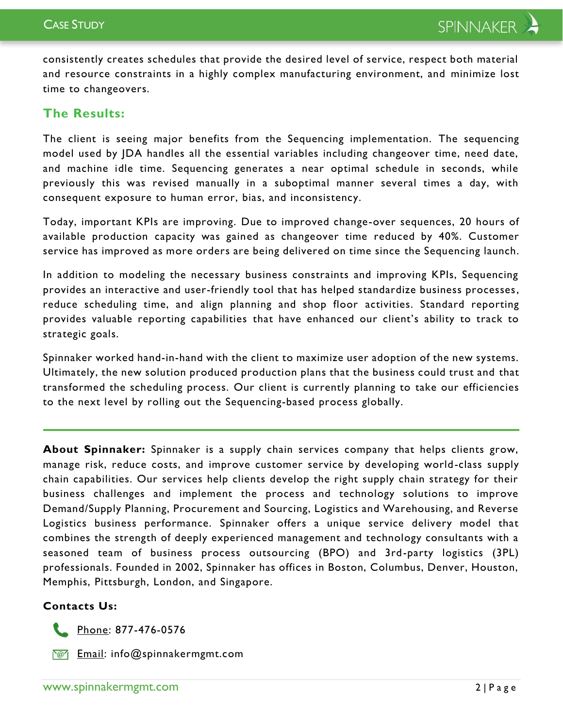consistently creates schedules that provide the desired level of service, respect both material and resource constraints in a highly complex manufacturing environment, and minimize lost time to changeovers.

## The Results:

The client is seeing major benefits from the Sequencing implementation. The sequencing model used by JDA handles all the essential variables including changeover time, need date, and machine idle time. Sequencing generates a near optimal schedule in seconds, while previously this was revised manually in a suboptimal manner several times a day, with consequent exposure to human error, bias, and inconsistency.

Today, important KPIs are improving. Due to improved change-over sequences, 20 hours of available production capacity was gained as changeover time reduced by 40%. Customer service has improved as more orders are being delivered on time since the Sequencing launch.

In addition to modeling the necessary business constraints and improving KPIs, Sequencing provides an interactive and user-friendly tool that has helped standardize business processes, reduce scheduling time, and align planning and shop floor activities. Standard reporting provides valuable reporting capabilities that have enhanced our client's ability to track to strategic goals.

Spinnaker worked hand-in-hand with the client to maximize user adoption of the new systems. Ultimately, the new solution produced production plans that the business could trust and that transformed the scheduling process. Our client is currently planning to take our efficiencies to the next level by rolling out the Sequencing-based process globally.

---

**About Spinnaker:** Spinnaker is a supply chain services company that helps clients grow, manage risk, reduce costs, and improve customer service by developing world-class supply chain capabilities. Our services help clients develop the right supply chain strategy for their business challenges and implement the process and technology solutions to improve Demand/Supply Planning, Procurement and Sourcing, Logistics and Warehousing, and Reverse Logistics business performance. Spinnaker offers a unique service delivery model that combines the strength of deeply experienced management and technology consultants with a seasoned team of business process outsourcing (BPO) and 3rd-party logistics (3PL) professionals. Founded in 2002, Spinnaker has offices in Boston, Columbus, Denver, Houston, Memphis, Pittsburgh, London, and Singapore.

**Contacts Us:**

Phone: 877-476-0576

Email: info@spinnakermgmt.com